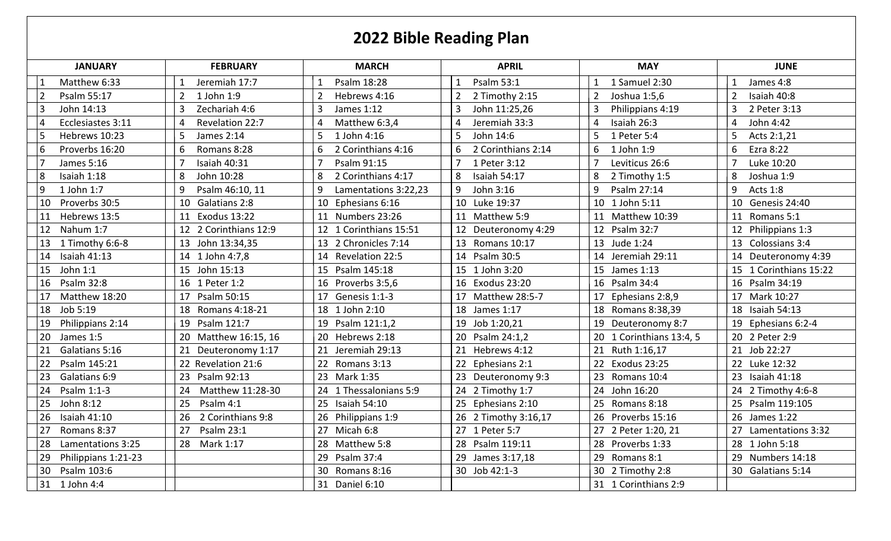# 2022 Bible Reading Plan

| JANUARY | FEBRUARY | MARCH | APRIL | MAY | JUNE |
|---|---|---|---|---|---|
| 1 Matthew 6:33 | 1 Jeremiah 17:7 | 1 Psalm 18:28 | 1 Psalm 53:1 | 1 1 Samuel 2:30 | 1 James 4:8 |
| 2 Psalm 55:17 | 2 1 John 1:9 | 2 Hebrews 4:16 | 2 2 Timothy 2:15 | 2 Joshua 1:5,6 | 2 Isaiah 40:8 |
| 3 John 14:13 | 3 Zechariah 4:6 | 3 James 1:12 | 3 John 11:25,26 | 3 Philippians 4:19 | 3 2 Peter 3:13 |
| 4 Ecclesiastes 3:11 | 4 Revelation 22:7 | 4 Matthew 6:3,4 | 4 Jeremiah 33:3 | 4 Isaiah 26:3 | 4 John 4:42 |
| 5 Hebrews 10:23 | 5 James 2:14 | 5 1 John 4:16 | 5 John 14:6 | 5 1 Peter 5:4 | 5 Acts 2:1,21 |
| 6 Proverbs 16:20 | 6 Romans 8:28 | 6 2 Corinthians 4:16 | 6 2 Corinthians 2:14 | 6 1 John 1:9 | 6 Ezra 8:22 |
| 7 James 5:16 | 7 Isaiah 40:31 | 7 Psalm 91:15 | 7 1 Peter 3:12 | 7 Leviticus 26:6 | 7 Luke 10:20 |
| 8 Isaiah 1:18 | 8 John 10:28 | 8 2 Corinthians 4:17 | 8 Isaiah 54:17 | 8 2 Timothy 1:5 | 8 Joshua 1:9 |
| 9 1 John 1:7 | 9 Psalm 46:10, 11 | 9 Lamentations 3:22,23 | 9 John 3:16 | 9 Psalm 27:14 | 9 Acts 1:8 |
| 10 Proverbs 30:5 | 10 Galatians 2:8 | 10 Ephesians 6:16 | 10 Luke 19:37 | 10 1 John 5:11 | 10 Genesis 24:40 |
| 11 Hebrews 13:5 | 11 Exodus 13:22 | 11 Numbers 23:26 | 11 Matthew 5:9 | 11 Matthew 10:39 | 11 Romans 5:1 |
| 12 Nahum 1:7 | 12 2 Corinthians 12:9 | 12 1 Corinthians 15:51 | 12 Deuteronomy 4:29 | 12 Psalm 32:7 | 12 Philippians 1:3 |
| 13 1 Timothy 6:6-8 | 13 John 13:34,35 | 13 2 Chronicles 7:14 | 13 Romans 10:17 | 13 Jude 1:24 | 13 Colossians 3:4 |
| 14 Isaiah 41:13 | 14 1 John 4:7,8 | 14 Revelation 22:5 | 14 Psalm 30:5 | 14 Jeremiah 29:11 | 14 Deuteronomy 4:39 |
| 15 John 1:1 | 15 John 15:13 | 15 Psalm 145:18 | 15 1 John 3:20 | 15 James 1:13 | 15 1 Corinthians 15:22 |
| 16 Psalm 32:8 | 16 1 Peter 1:2 | 16 Proverbs 3:5,6 | 16 Exodus 23:20 | 16 Psalm 34:4 | 16 Psalm 34:19 |
| 17 Matthew 18:20 | 17 Psalm 50:15 | 17 Genesis 1:1-3 | 17 Matthew 28:5-7 | 17 Ephesians 2:8,9 | 17 Mark 10:27 |
| 18 Job 5:19 | 18 Romans 4:18-21 | 18 1 John 2:10 | 18 James 1:17 | 18 Romans 8:38,39 | 18 Isaiah 54:13 |
| 19 Philippians 2:14 | 19 Psalm 121:7 | 19 Psalm 121:1,2 | 19 Job 1:20,21 | 19 Deuteronomy 8:7 | 19 Ephesians 6:2-4 |
| 20 James 1:5 | 20 Matthew 16:15, 16 | 20 Hebrews 2:18 | 20 Psalm 24:1,2 | 20 1 Corinthians 13:4, 5 | 20 2 Peter 2:9 |
| 21 Galatians 5:16 | 21 Deuteronomy 1:17 | 21 Jeremiah 29:13 | 21 Hebrews 4:12 | 21 Ruth 1:16,17 | 21 Job 22:27 |
| 22 Psalm 145:21 | 22 Revelation 21:6 | 22 Romans 3:13 | 22 Ephesians 2:1 | 22 Exodus 23:25 | 22 Luke 12:32 |
| 23 Galatians 6:9 | 23 Psalm 92:13 | 23 Mark 1:35 | 23 Deuteronomy 9:3 | 23 Romans 10:4 | 23 Isaiah 41:18 |
| 24 Psalm 1:1-3 | 24 Matthew 11:28-30 | 24 1 Thessalonians 5:9 | 24 2 Timothy 1:7 | 24 John 16:20 | 24 2 Timothy 4:6-8 |
| 25 John 8:12 | 25 Psalm 4:1 | 25 Isaiah 54:10 | 25 Ephesians 2:10 | 25 Romans 8:18 | 25 Psalm 119:105 |
| 26 Isaiah 41:10 | 26 2 Corinthians 9:8 | 26 Philippians 1:9 | 26 2 Timothy 3:16,17 | 26 Proverbs 15:16 | 26 James 1:22 |
| 27 Romans 8:37 | 27 Psalm 23:1 | 27 Micah 6:8 | 27 1 Peter 5:7 | 27 2 Peter 1:20, 21 | 27 Lamentations 3:32 |
| 28 Lamentations 3:25 | 28 Mark 1:17 | 28 Matthew 5:8 | 28 Psalm 119:11 | 28 Proverbs 1:33 | 28 1 John 5:18 |
| 29 Philippians 1:21-23 | | 29 Psalm 37:4 | 29 James 3:17,18 | 29 Romans 8:1 | 29 Numbers 14:18 |
| 30 Psalm 103:6 | | 30 Romans 8:16 | 30 Job 42:1-3 | 30 2 Timothy 2:8 | 30 Galatians 5:14 |
| 31 1 John 4:4 | | 31 Daniel 6:10 | | 31 1 Corinthians 2:9 | |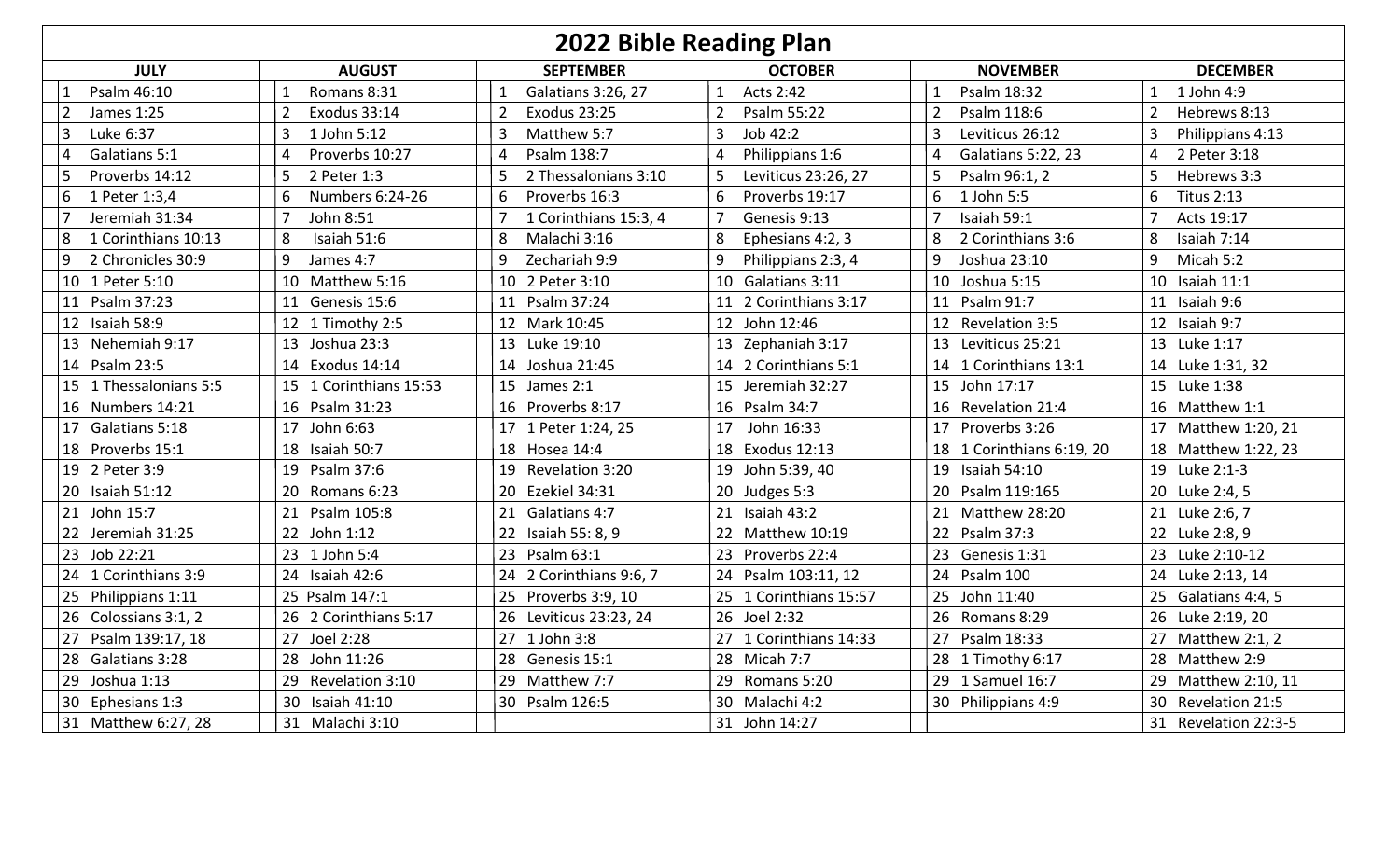# 2022 Bible Reading Plan

| JULY | AUGUST | SEPTEMBER | OCTOBER | NOVEMBER | DECEMBER |
|---|---|---|---|---|---|
| 1 Psalm 46:10 | 1 Romans 8:31 | 1 Galatians 3:26, 27 | 1 Acts 2:42 | 1 Psalm 18:32 | 1 1 John 4:9 |
| 2 James 1:25 | 2 Exodus 33:14 | 2 Exodus 23:25 | 2 Psalm 55:22 | 2 Psalm 118:6 | 2 Hebrews 8:13 |
| 3 Luke 6:37 | 3 1 John 5:12 | 3 Matthew 5:7 | 3 Job 42:2 | 3 Leviticus 26:12 | 3 Philippians 4:13 |
| 4 Galatians 5:1 | 4 Proverbs 10:27 | 4 Psalm 138:7 | 4 Philippians 1:6 | 4 Galatians 5:22, 23 | 4 2 Peter 3:18 |
| 5 Proverbs 14:12 | 5 2 Peter 1:3 | 5 2 Thessalonians 3:10 | 5 Leviticus 23:26, 27 | 5 Psalm 96:1, 2 | 5 Hebrews 3:3 |
| 6 1 Peter 1:3,4 | 6 Numbers 6:24-26 | 6 Proverbs 16:3 | 6 Proverbs 19:17 | 6 1 John 5:5 | 6 Titus 2:13 |
| 7 Jeremiah 31:34 | 7 John 8:51 | 7 1 Corinthians 15:3, 4 | 7 Genesis 9:13 | 7 Isaiah 59:1 | 7 Acts 19:17 |
| 8 1 Corinthians 10:13 | 8 Isaiah 51:6 | 8 Malachi 3:16 | 8 Ephesians 4:2, 3 | 8 2 Corinthians 3:6 | 8 Isaiah 7:14 |
| 9 2 Chronicles 30:9 | 9 James 4:7 | 9 Zechariah 9:9 | 9 Philippians 2:3, 4 | 9 Joshua 23:10 | 9 Micah 5:2 |
| 10 1 Peter 5:10 | 10 Matthew 5:16 | 10 2 Peter 3:10 | 10 Galatians 3:11 | 10 Joshua 5:15 | 10 Isaiah 11:1 |
| 11 Psalm 37:23 | 11 Genesis 15:6 | 11 Psalm 37:24 | 11 2 Corinthians 3:17 | 11 Psalm 91:7 | 11 Isaiah 9:6 |
| 12 Isaiah 58:9 | 12 1 Timothy 2:5 | 12 Mark 10:45 | 12 John 12:46 | 12 Revelation 3:5 | 12 Isaiah 9:7 |
| 13 Nehemiah 9:17 | 13 Joshua 23:3 | 13 Luke 19:10 | 13 Zephaniah 3:17 | 13 Leviticus 25:21 | 13 Luke 1:17 |
| 14 Psalm 23:5 | 14 Exodus 14:14 | 14 Joshua 21:45 | 14 2 Corinthians 5:1 | 14 1 Corinthians 13:1 | 14 Luke 1:31, 32 |
| 15 1 Thessalonians 5:5 | 15 1 Corinthians 15:53 | 15 James 2:1 | 15 Jeremiah 32:27 | 15 John 17:17 | 15 Luke 1:38 |
| 16 Numbers 14:21 | 16 Psalm 31:23 | 16 Proverbs 8:17 | 16 Psalm 34:7 | 16 Revelation 21:4 | 16 Matthew 1:1 |
| 17 Galatians 5:18 | 17 John 6:63 | 17 1 Peter 1:24, 25 | 17 John 16:33 | 17 Proverbs 3:26 | 17 Matthew 1:20, 21 |
| 18 Proverbs 15:1 | 18 Isaiah 50:7 | 18 Hosea 14:4 | 18 Exodus 12:13 | 18 1 Corinthians 6:19, 20 | 18 Matthew 1:22, 23 |
| 19 2 Peter 3:9 | 19 Psalm 37:6 | 19 Revelation 3:20 | 19 John 5:39, 40 | 19 Isaiah 54:10 | 19 Luke 2:1-3 |
| 20 Isaiah 51:12 | 20 Romans 6:23 | 20 Ezekiel 34:31 | 20 Judges 5:3 | 20 Psalm 119:165 | 20 Luke 2:4, 5 |
| 21 John 15:7 | 21 Psalm 105:8 | 21 Galatians 4:7 | 21 Isaiah 43:2 | 21 Matthew 28:20 | 21 Luke 2:6, 7 |
| 22 Jeremiah 31:25 | 22 John 1:12 | 22 Isaiah 55: 8, 9 | 22 Matthew 10:19 | 22 Psalm 37:3 | 22 Luke 2:8, 9 |
| 23 Job 22:21 | 23 1 John 5:4 | 23 Psalm 63:1 | 23 Proverbs 22:4 | 23 Genesis 1:31 | 23 Luke 2:10-12 |
| 24 1 Corinthians 3:9 | 24 Isaiah 42:6 | 24 2 Corinthians 9:6, 7 | 24 Psalm 103:11, 12 | 24 Psalm 100 | 24 Luke 2:13, 14 |
| 25 Philippians 1:11 | 25 Psalm 147:1 | 25 Proverbs 3:9, 10 | 25 1 Corinthians 15:57 | 25 John 11:40 | 25 Galatians 4:4, 5 |
| 26 Colossians 3:1, 2 | 26 2 Corinthians 5:17 | 26 Leviticus 23:23, 24 | 26 Joel 2:32 | 26 Romans 8:29 | 26 Luke 2:19, 20 |
| 27 Psalm 139:17, 18 | 27 Joel 2:28 | 27 1 John 3:8 | 27 1 Corinthians 14:33 | 27 Psalm 18:33 | 27 Matthew 2:1, 2 |
| 28 Galatians 3:28 | 28 John 11:26 | 28 Genesis 15:1 | 28 Micah 7:7 | 28 1 Timothy 6:17 | 28 Matthew 2:9 |
| 29 Joshua 1:13 | 29 Revelation 3:10 | 29 Matthew 7:7 | 29 Romans 5:20 | 29 1 Samuel 16:7 | 29 Matthew 2:10, 11 |
| 30 Ephesians 1:3 | 30 Isaiah 41:10 | 30 Psalm 126:5 | 30 Malachi 4:2 | 30 Philippians 4:9 | 30 Revelation 21:5 |
| 31 Matthew 6:27, 28 | 31 Malachi 3:10 | | 31 John 14:27 | | 31 Revelation 22:3-5 |